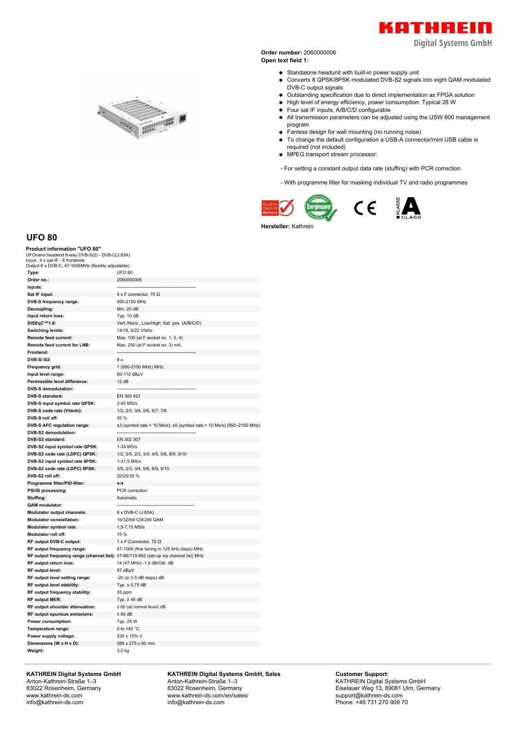**Order number:** 2060000006
**Open text field 1:**

- Standalone headunit with built-in power supply unit
- Converts 8 QPSK/8PSK modulated DVB-S2 signals into eight QAM modulated DVB-C output signals
- Outstanding specification due to direct implementation as FPGA solution
- High level of energy efficiency, power consumption: Typical 28 W
- Four sat IF inputs, A/B/C/D configurable
- All transmission parameters can be adjusted using the USW 800 management program
- Fanless design for wall mounting (no running noise)
- To change the default configuration a USB-A connector/mini USB cable is required (not included)
- MPEG transport stream processor:

- For setting a constant output data rate (stuffing) with PCR correction

- With programme filter for masking individual TV and radio programmes

**Hersteller:** Kathrein

# UFO 80

**Product information "UFO 80"**
UFOnano headend 8-way DVB-S(2) - DVB-C(J.83A)
Input.: 4 x sat-IF - 8 frontends
Output 8 x DVB-C, 47-1006MHz (flexibly adjustable)

| | |
|---|---|
| **Type:** | UFO 80 |
| **Order no.:** | 2060000006 |
| **Inputs:** | ---------------------------------------------------- |
| **Sat IF input:** | 4 x F connector, 75 Ω |
| **DVB-S frequency range:** | 950-2150 MHz |
| **Decoupling:** | Min. 25 dB |
| **Input return loss:** | Typ. 10 dB |
| **DiSEqC™1.0:** | Vert./Horiz., Low/High; Sat. pos. (A/B/C/D) |
| **Switching levels:** | 14/18, 0/22 V/kHz |
| **Remote feed current:** | Max. 100 (at F socket no. 1, 2, 4) |
| **Remote feed current for LNB:** | Max. 250 (at F socket no. 3) mA |
| **Frontend:** | ---------------------------------------------------- |
| **DVB-S/-S2:** | 8 x |
| **Frequency grid:** | 1 (950-2150 MHz) MHz |
| **Input level range:** | 60-110 dBµV |
| **Permissible level difference:** | 12 dB |
| **DVB-S demodulation:** | ---------------------------------------------------- |
| **DVB-S standard:** | EN 300 421 |
| **DVB-S input symbol rate QPSK:** | 2-45 MS/s |
| **DVB-S code rate (Viterbi):** | 1/2, 2/3, 3/4, 5/6, 6/7, 7/8 |
| **DVB-S roll off:** | 35 % |
| **DVB-S AFC regulation range:** | ±3 (symbol rate < 10 Ms/s); ±5 (symbol rate > 10 Ms/s) (950–2150 MHz) |
| **DVB-S2 demodulation:** | ---------------------------------------------------- |
| **DVB-S2 standard:** | EN 302 307 |
| **DVB-S2 input symbol rate QPSK:** | 1-34 MS/s |
| **DVB-S2 code rate (LDPC) QPSK:** | 1/2, 3/5, 2/3, 3/4, 4/5, 5/6, 8/9, 9/10 |
| **DVB-S2 input symbol rate 8PSK:** | 1-31,5 MS/s |
| **DVB-S2 code rate (LDPC) 8PSK:** | 3/5, 2/3, 3/4, 5/6, 8/9, 9/10 |
| **SVB-S2 roll off:** | 20/25/35 % |
| **Programme filter/PID-filter:** | ●/● |
| **PSI/SI processing:** | PCR correction |
| **Stuffing:** | Automatic |
| **QAM modulator:** | ---------------------------------------------------- |
| **Modulator output channels:** | 8 x DVB-C (J.83A) |
| **Modulator constellation:** | 16/32/64/128/256 QAM |
| **Modulator symbol rate:** | 1,5-7,15 MS/s |
| **Modulator roll off:** | 15 % |
| **RF output DVB-C output:** | 1 x F-Connector, 75 Ω |
| **RF output frequency range:** | 47-1006 (fine tuning in 125 kHz steps) MHz |
| **RF output frequency range (channel list):** | 47-86/110-862 (set-up via channel list) MHz |
| **RF output return loss:** | 14 (47 MHz) -1,5 dB/Okt. dB |
| **RF output level:** | 97 dBµV |
| **RF output level setting range:** | -20 (in 0.5 dB steps) dB |
| **RF output level stability:** | Typ. ± 0,75 dB |
| **RF output frequency stability:** | 35 ppm |
| **RF output MER:** | Typ. ≥ 45 dB |
| **RF output shoulder attenuation:** | ≥ 60 (at normal level) dB |
| **RF output spurious emissions:** | ≥ 60 dB |
| **Power consumption:** | Typ. 28 W |
| **Temperature range:** | 0 to +40 °C |
| **Power supply voltage:** | 230 ± 10% V |
| **Dimensions (W x H x D):** | 288 x 275 x 60 mm |
| **Weight:** | 3,0 kg |

**KATHREIN Digital Systems GmbH**
Anton-Kathrein-Straße 1–3
83022 Rosenheim, Germany
www.kathrein-ds.com
info@kathrein-ds.com

**KATHREIN Digital Systems GmbH, Sales**
Anton-Kathrein-Straße 1–3
83022 Rosenheim, Germany
www.kathrein-ds.com/en/sales/
info@kathrein-ds.com

**Customer Support:**
KATHREIN Digital Systems GmbH
Eiselauer Weg 13, 89081 Ulm, Germany
support@kathrein-ds.com
Phone: +49 731 270 909 70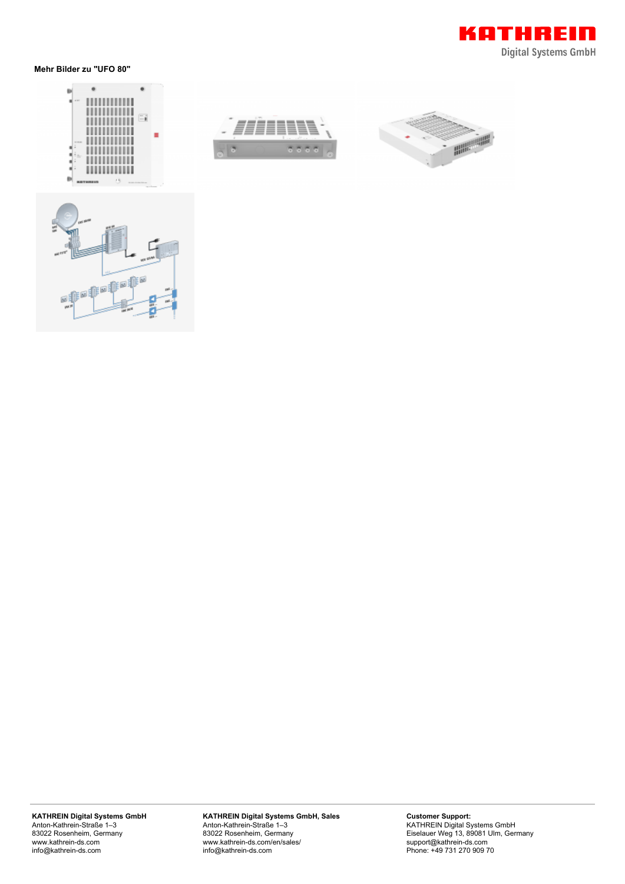**Mehr Bilder zu "UFO 80"**

**KATHREIN Digital Systems GmbH**
Anton-Kathrein-Straße 1–3
83022 Rosenheim, Germany
www.kathrein-ds.com
info@kathrein-ds.com

**KATHREIN Digital Systems GmbH, Sales**
Anton-Kathrein-Straße 1–3
83022 Rosenheim, Germany
www.kathrein-ds.com/en/sales/
info@kathrein-ds.com

**Customer Support:**
KATHREIN Digital Systems GmbH
Eiselauer Weg 13, 89081 Ulm, Germany
support@kathrein-ds.com
Phone: +49 731 270 909 70